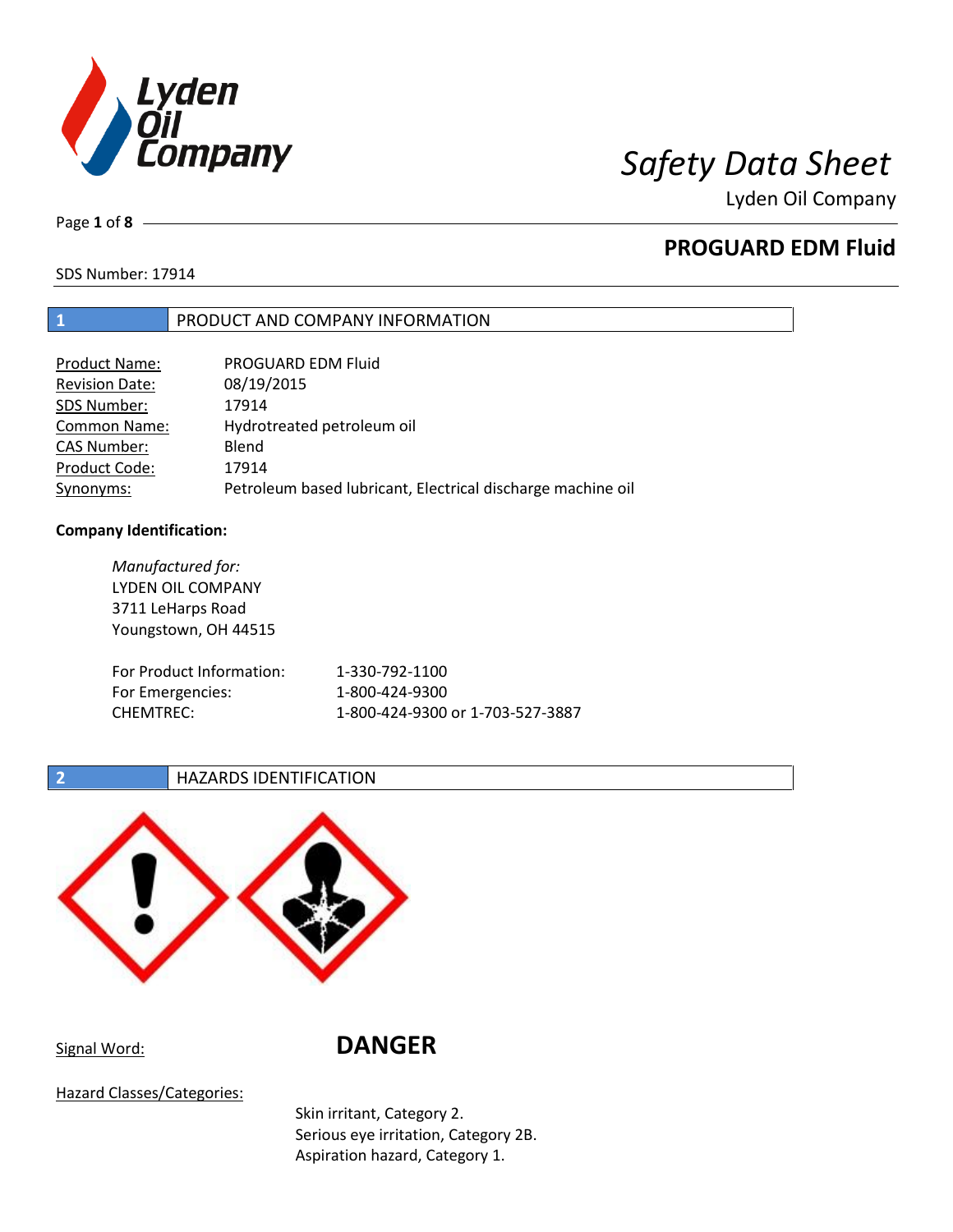# Safety Data Sheet

Lyden Oil Company

## PROGUARD EDM Fluid

SDS Number: 17914

## 1 PRODUCT AND COMPANY INFORMATION

| | |
|---|---|
| Product Name: | PROGUARD EDM Fluid |
| Revision Date: | 08/19/2015 |
| SDS Number: | 17914 |
| Common Name: | Hydrotreated petroleum oil |
| CAS Number: | Blend |
| Product Code: | 17914 |
| Synonyms: | Petroleum based lubricant, Electrical discharge machine oil |

**Company Identification:**

*Manufactured for:*
LYDEN OIL COMPANY
3711 LeHarps Road
Youngstown, OH 44515

| | |
|---|---|
| For Product Information: | 1-330-792-1100 |
| For Emergencies: | 1-800-424-9300 |
| CHEMTREC: | 1-800-424-9300 or 1-703-527-3887 |

## 2 HAZARDS IDENTIFICATION

Signal Word: **DANGER**

Hazard Classes/Categories:

Skin irritant, Category 2.
Serious eye irritation, Category 2B.
Aspiration hazard, Category 1.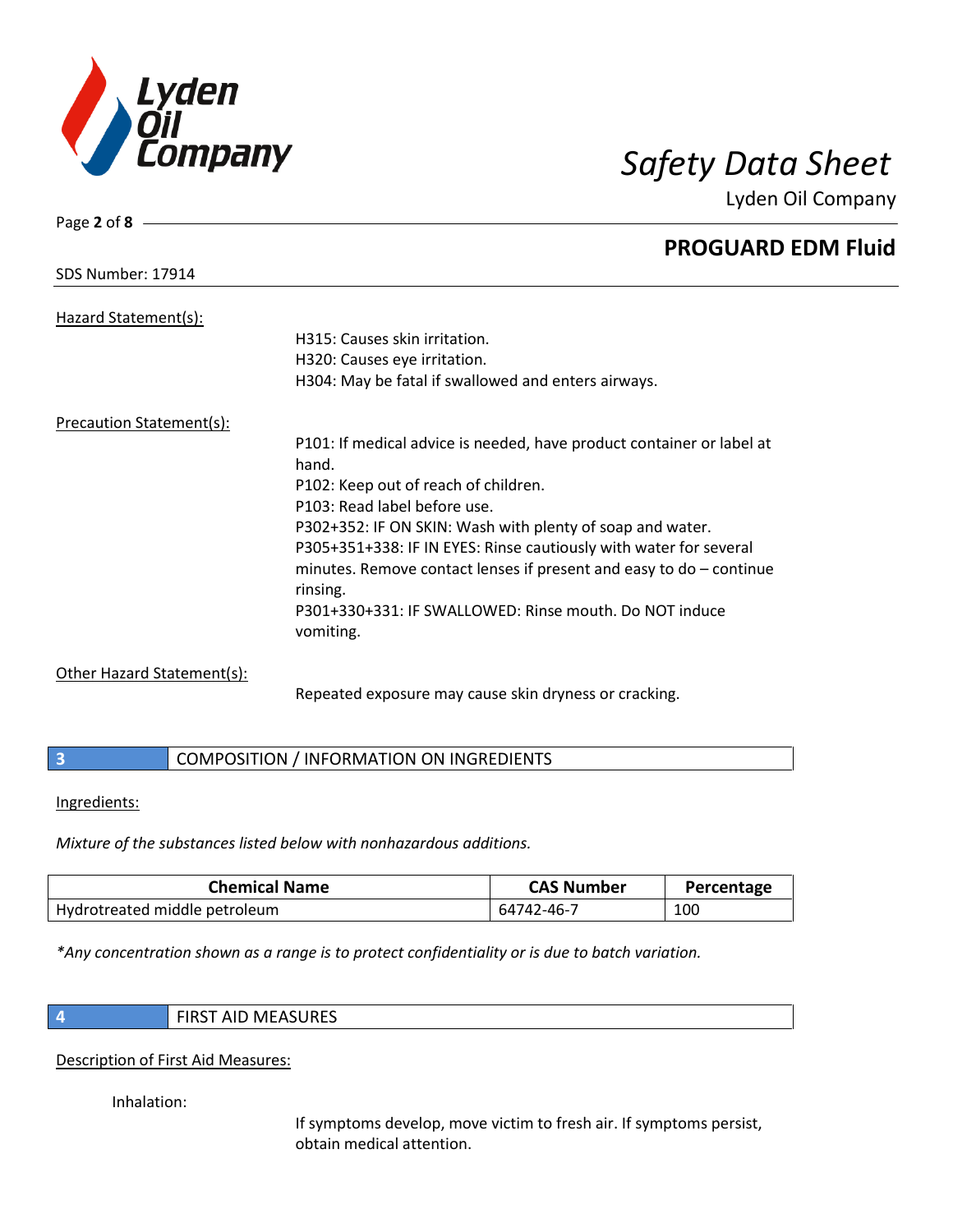Hazard Statement(s):

H315: Causes skin irritation.
H320: Causes eye irritation.
H304: May be fatal if swallowed and enters airways.

Precaution Statement(s):

P101: If medical advice is needed, have product container or label at hand.
P102: Keep out of reach of children.
P103: Read label before use.
P302+352: IF ON SKIN: Wash with plenty of soap and water.
P305+351+338: IF IN EYES: Rinse cautiously with water for several minutes. Remove contact lenses if present and easy to do – continue rinsing.
P301+330+331: IF SWALLOWED: Rinse mouth. Do NOT induce vomiting.

Other Hazard Statement(s):

Repeated exposure may cause skin dryness or cracking.

## 3 COMPOSITION / INFORMATION ON INGREDIENTS

Ingredients:

*Mixture of the substances listed below with nonhazardous additions.*

| Chemical Name | CAS Number | Percentage |
|---|---|---|
| Hydrotreated middle petroleum | 64742-46-7 | 100 |

*\*Any concentration shown as a range is to protect confidentiality or is due to batch variation.*

## 4 FIRST AID MEASURES

Description of First Aid Measures:

Inhalation:

If symptoms develop, move victim to fresh air. If symptoms persist, obtain medical attention.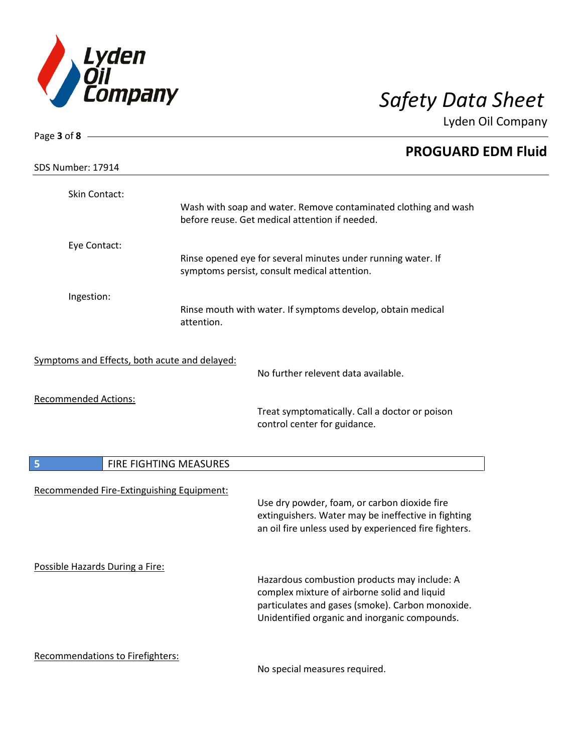Skin Contact:

Wash with soap and water. Remove contaminated clothing and wash before reuse. Get medical attention if needed.

Eye Contact:

Rinse opened eye for several minutes under running water. If symptoms persist, consult medical attention.

Ingestion:

Rinse mouth with water. If symptoms develop, obtain medical attention.

Symptoms and Effects, both acute and delayed:

No further relevent data available.

Recommended Actions:

Treat symptomatically. Call a doctor or poison control center for guidance.

## 5 FIRE FIGHTING MEASURES

Recommended Fire-Extinguishing Equipment:

Use dry powder, foam, or carbon dioxide fire extinguishers. Water may be ineffective in fighting an oil fire unless used by experienced fire fighters.

Possible Hazards During a Fire:

Hazardous combustion products may include: A complex mixture of airborne solid and liquid particulates and gases (smoke). Carbon monoxide. Unidentified organic and inorganic compounds.

Recommendations to Firefighters:

No special measures required.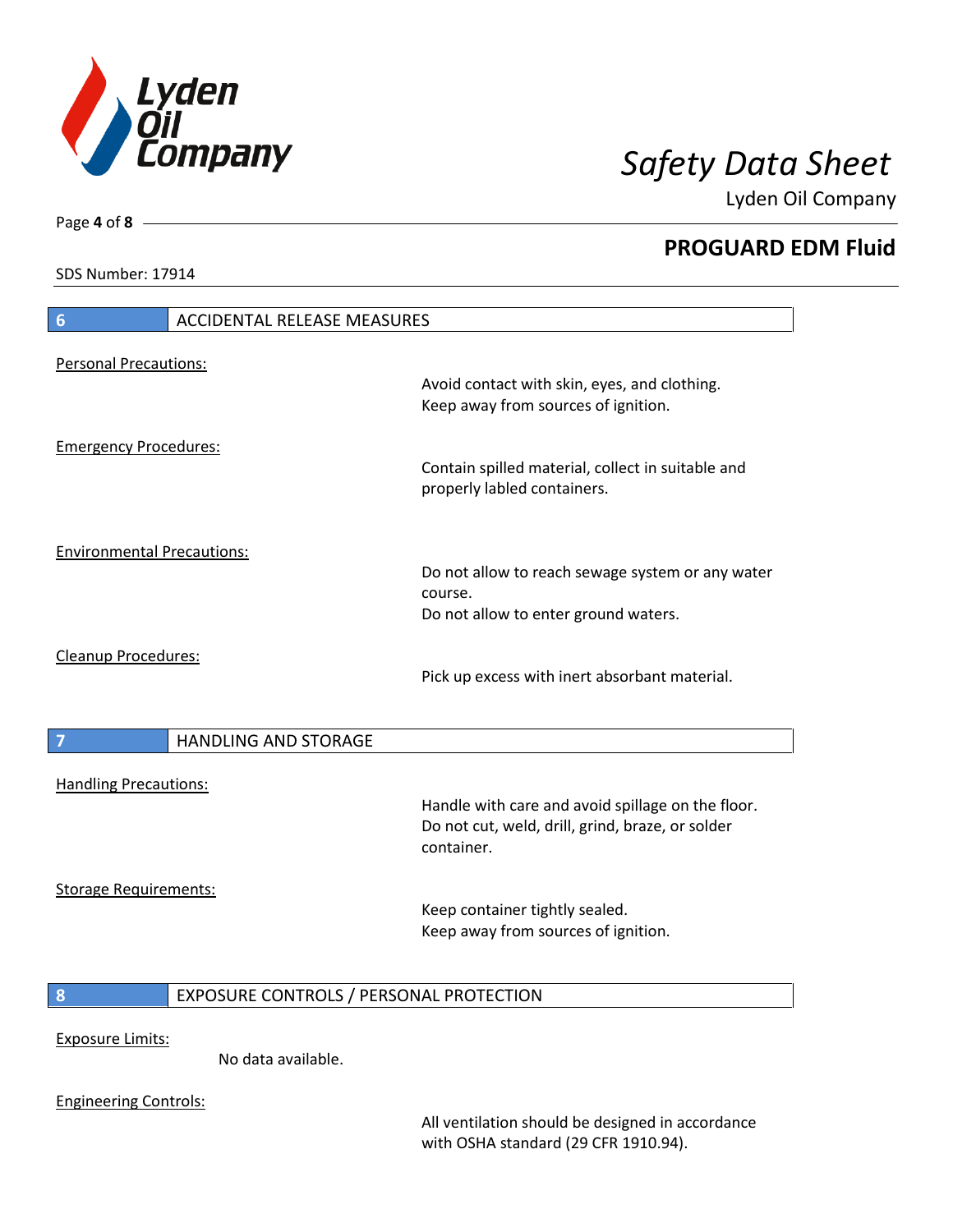## 6 ACCIDENTAL RELEASE MEASURES

Personal Precautions:

Avoid contact with skin, eyes, and clothing.
Keep away from sources of ignition.

Emergency Procedures:

Contain spilled material, collect in suitable and properly labled containers.

Environmental Precautions:

Do not allow to reach sewage system or any water course.
Do not allow to enter ground waters.

Cleanup Procedures:

Pick up excess with inert absorbant material.

## 7 HANDLING AND STORAGE

Handling Precautions:

Handle with care and avoid spillage on the floor.
Do not cut, weld, drill, grind, braze, or solder container.

Storage Requirements:

Keep container tightly sealed.
Keep away from sources of ignition.

## 8 EXPOSURE CONTROLS / PERSONAL PROTECTION

Exposure Limits:

No data available.

Engineering Controls:

All ventilation should be designed in accordance with OSHA standard (29 CFR 1910.94).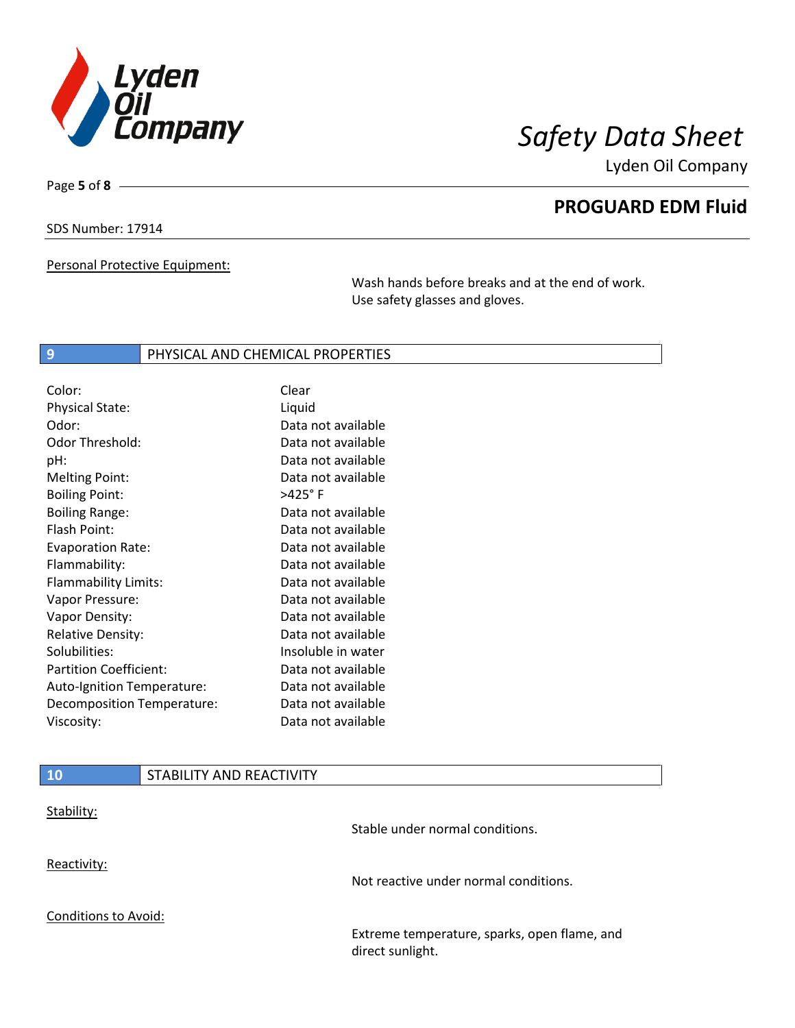Personal Protective Equipment:

Wash hands before breaks and at the end of work. Use safety glasses and gloves.

## 9 PHYSICAL AND CHEMICAL PROPERTIES

| | |
|---|---|
| Color: | Clear |
| Physical State: | Liquid |
| Odor: | Data not available |
| Odor Threshold: | Data not available |
| pH: | Data not available |
| Melting Point: | Data not available |
| Boiling Point: | >425° F |
| Boiling Range: | Data not available |
| Flash Point: | Data not available |
| Evaporation Rate: | Data not available |
| Flammability: | Data not available |
| Flammability Limits: | Data not available |
| Vapor Pressure: | Data not available |
| Vapor Density: | Data not available |
| Relative Density: | Data not available |
| Solubilities: | Insoluble in water |
| Partition Coefficient: | Data not available |
| Auto-Ignition Temperature: | Data not available |
| Decomposition Temperature: | Data not available |
| Viscosity: | Data not available |

## 10 STABILITY AND REACTIVITY

Stability:

Stable under normal conditions.

Reactivity:

Not reactive under normal conditions.

Conditions to Avoid:

Extreme temperature, sparks, open flame, and direct sunlight.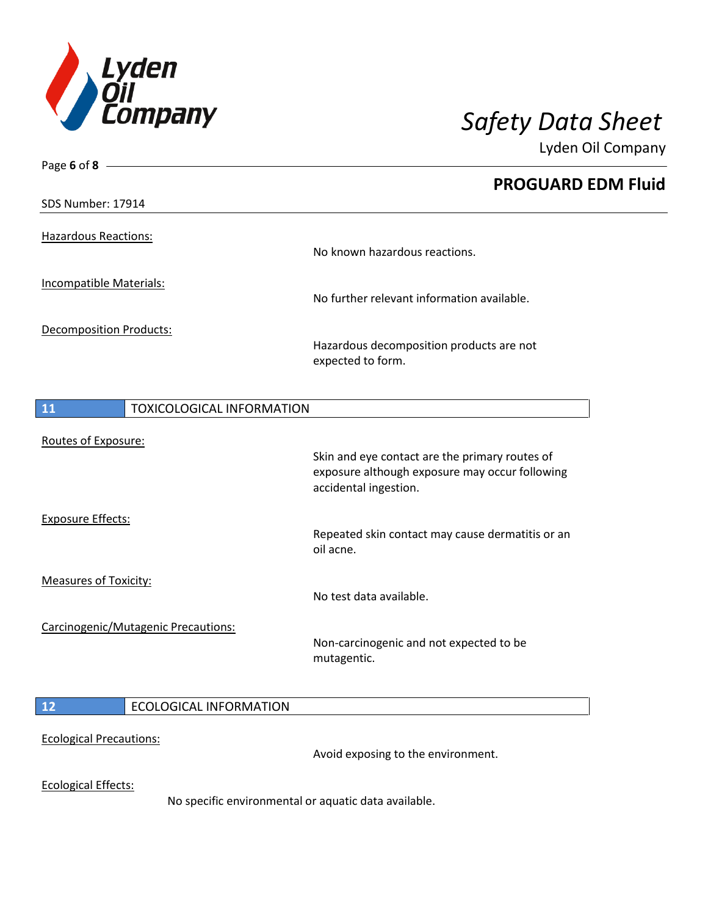Hazardous Reactions:

No known hazardous reactions.

Incompatible Materials:

No further relevant information available.

Decomposition Products:

Hazardous decomposition products are not expected to form.

## 11 TOXICOLOGICAL INFORMATION

Routes of Exposure:

Skin and eye contact are the primary routes of exposure although exposure may occur following accidental ingestion.

Exposure Effects:

Repeated skin contact may cause dermatitis or an oil acne.

Measures of Toxicity:

No test data available.

Carcinogenic/Mutagenic Precautions:

Non-carcinogenic and not expected to be mutagentic.

## 12 ECOLOGICAL INFORMATION

Ecological Precautions:

Avoid exposing to the environment.

Ecological Effects:

No specific environmental or aquatic data available.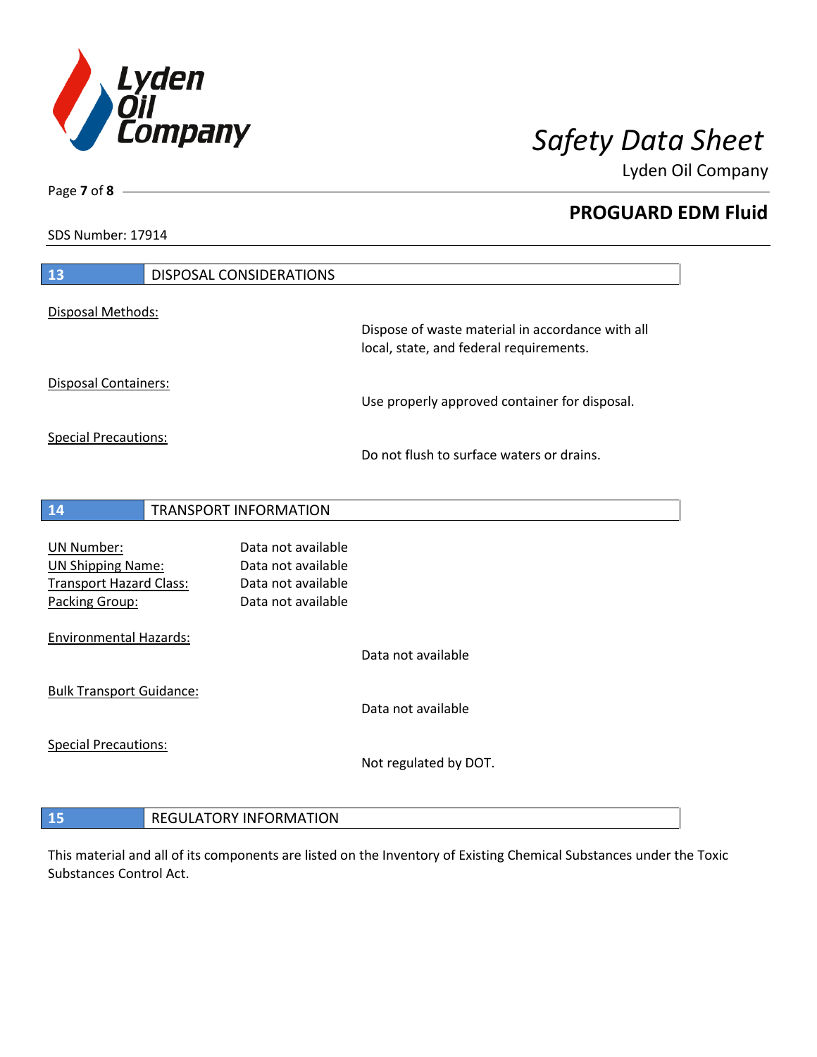## 13 DISPOSAL CONSIDERATIONS

Disposal Methods:

Dispose of waste material in accordance with all local, state, and federal requirements.

Disposal Containers:

Use properly approved container for disposal.

Special Precautions:

Do not flush to surface waters or drains.

## 14 TRANSPORT INFORMATION

| | |
|---|---|
| UN Number: | Data not available |
| UN Shipping Name: | Data not available |
| Transport Hazard Class: | Data not available |
| Packing Group: | Data not available |

Environmental Hazards:

Data not available

Bulk Transport Guidance:

Data not available

Special Precautions:

Not regulated by DOT.

## 15 REGULATORY INFORMATION

This material and all of its components are listed on the Inventory of Existing Chemical Substances under the Toxic Substances Control Act.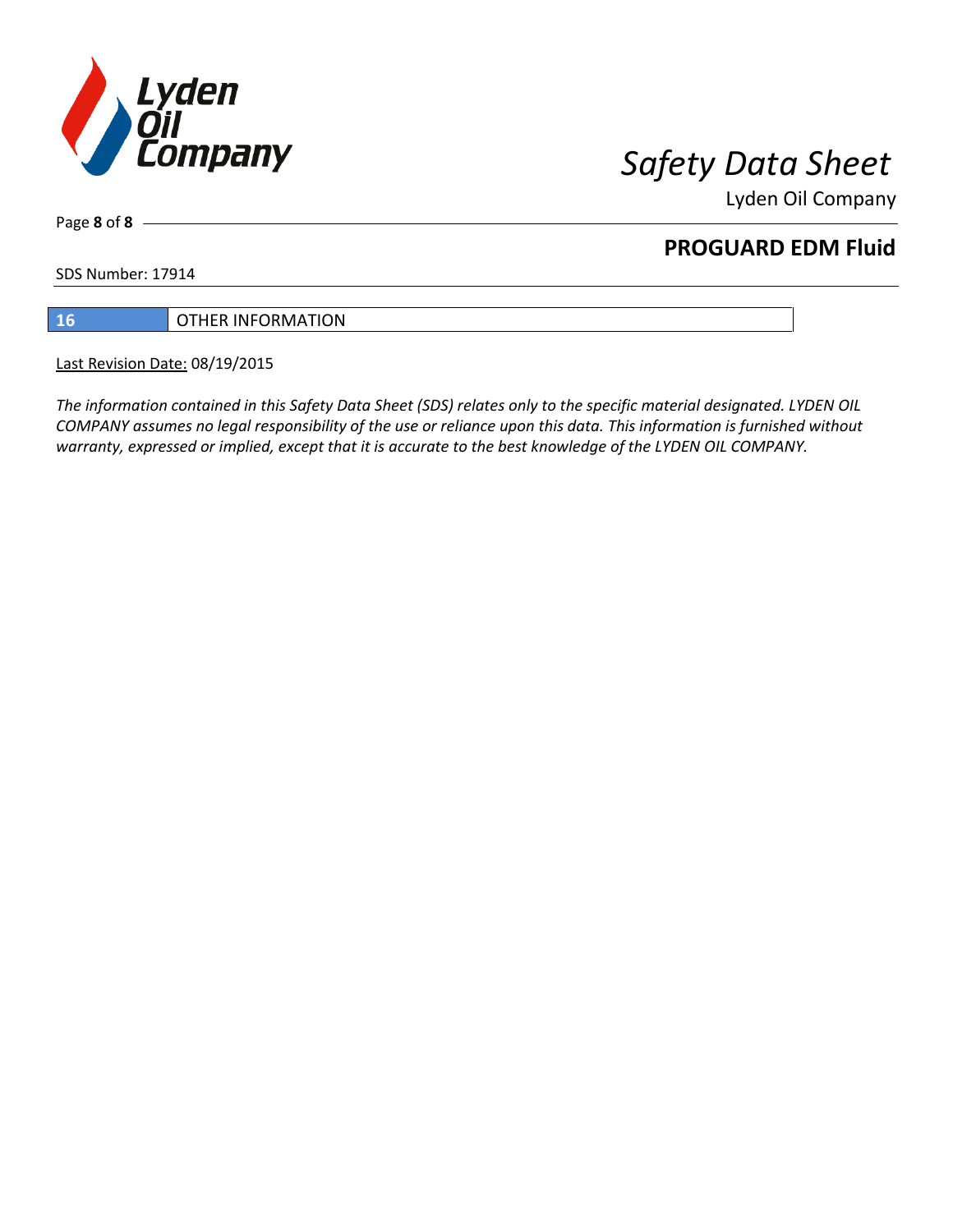## 16 OTHER INFORMATION

Last Revision Date: 08/19/2015

*The information contained in this Safety Data Sheet (SDS) relates only to the specific material designated. LYDEN OIL COMPANY assumes no legal responsibility of the use or reliance upon this data. This information is furnished without warranty, expressed or implied, except that it is accurate to the best knowledge of the LYDEN OIL COMPANY.*